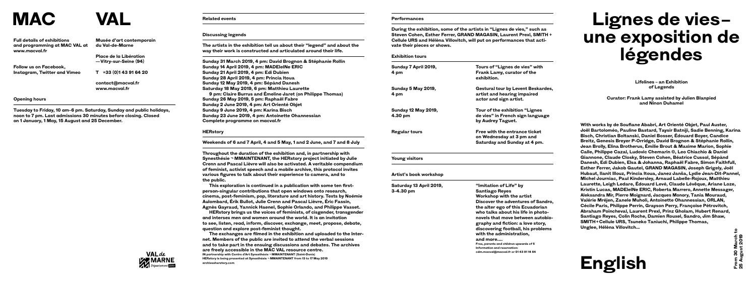# MAC VAL

**Full details of exhibitions and programming at MAC VAL at www.macval.fr**

**Follow us on Facebook, Instagram, Twitter and Vimeo**

**Musée d'art contemporain du Val-de-Marne**

**Place de la Libération —Vitry-sur-Seine (94)**

**T +33 (0)1 43 91 64 20**

**contact@macval.fr**
**www.macval.fr**

### Opening hours

**Tuesday to Friday, 10 am–6 pm. Saturday, Sunday and public holidays, noon to 7 pm. Last admissions 30 minutes before closing. Closed on 1 January, 1 May, 15 August and 25 December.**

## Related events

### Discussing legends

**The artists in the exhibition tell us about their "legend" and about the way their work is constructed and articulated around their life.**

**Sunday 31 March 2019, 4 pm: David Brognon & Stéphanie Rollin**
**Sunday 14 April 2019, 4 pm: MADEleINe ERIC**
**Sunday 21 April 2019, 4 pm: Edi Dubien**
**Sunday 28 April 2019, 4 pm: Princia Itoua**
**Sunday 12 May 2019, 4 pm: Sépànd Danesh**
**Saturday 18 May 2019, 6 pm: Matthieu Laurette**
**9 pm: Claire Burrus and Émeline Jaret (on Philippe Thomas)**
**Sunday 26 May 2019, 5 pm: Raphaël Fabre**
**Sunday 2 June 2019, 4 pm: Art Orienté Objet**
**Sunday 9 June 2019, 4 pm: Karina Bisch**
**Sunday 23 June 2019, 4 pm: Antoinette Ohannessian**
**Complete programme on macval.fr**

### HERstory

**Weekends of 6 and 7 April, 4 and 5 May, 1 and 2 June, and 7 and 8 July**

**Throughout the duration of the exhibition and, in partnership with Synesthésie ¬ MMAINTENANT, the HERstory project initiated by Julie Crenn and Pascal Lièvre will also be activated. A veritable compendium of feminist, activist speech and a mobile archive, this protocol invites various figures to talk about their experience to camera, and to the public.**

**This exploration is continued in a publication with some ten first-person-singular contributions that open windows onto research, cinema, post-feminism, pop, literature and art history. Texts by Noémie Aulombard, Érik Bullot, Julie Crenn and Pascal Lièvre, Éric Fassin, Agnès Gayraud, Yannick Haenel, Sophie Orlando, and Philippe Vasset.**

**HERstory brings us the voices of feminists, of cisgender, transgender and intersex men and women around the world. It is an invitation to see, listen, read, inform, discover, exchange, meet, propose, debate, question and explore post-feminist thought.**

**The exchanges are filmed in the exhibition and uploaded to the Internet. Members of the public are invited to attend the verbal sessions and to take part in the ensuing discussions and debates. The archives are freely accessible in the MAC VAL resource centre.**

IN partnership with Centre d'Art Synesthésie ¬ MMAINTENANT (Saint-Denis)
HERstory is being presented at Synesthésie ¬ MMAINTENANT from 13 to 17 May 2019
archivesherstory.com

VAL de MARNE Département

## Performances

**During the exhibition, some of the artists in "Lignes de vies," such as Steven Cohen, Esther Ferrer, GRAND MAGASIN, Laurent Prexl, SMITH + Cellule URS and Hélèna Villovitch, will put on performances that activate their pieces or shows.**

### Exhibition tours

| | |
|---|---|
| **Sunday 7 April 2019, 4 pm** | **Tours of "Lignes de vies" with Frank Lamy, curator of the exhibition.** |
| **Sunday 5 May 2019, 4 pm** | **Gestural tour by Levent Beskardes, artist and hearing impaired actor and sign artist.** |
| **Sunday 12 May 2019, 4.30 pm** | **Tour of the exhibition "Lignes de vies" in French sign language by Audrey Taguet.** |
| **Regular tours** | **Free with the entrance ticket on Wednesday at 3 pm and Saturday and Sunday at 4 pm.** |

### Young visitors

### Artist's book workshop

| | |
|---|---|
| **Saturday 13 April 2019, 3-4.30 pm** | **"Imitation of Life" by Santiago Reyes Workshop with the artist Discover the adventures of Sandro, the alter ego of this Ecuadorian who talks about his life in photo-novels that move between autobiography and fiction: a love story, discovering football, his problems with the administration, and more....** Free, parents and children upwards of 5 Information and reservation: cdm.macval@macval.fr or 01 43 91 14 64 |

# Lignes de vies– une exposition de légendes

**Lifelines – an Exhibition of Legends**

**Curator: Frank Lamy assisted by Julien Blanpied and Ninon Duhamel**

**With works by de Soufiane Ababri, Art Orienté Objet, Paul Auster, Joël Bartoloméo, Pauline Bastard, Taysir Batniji, Sadie Benning, Karina Bisch, Christian Boltanski, Daniel Bosser, Édouard Boyer, Candice Breitz, Genesis Breyer P-Orridge, David Brognon & Stéphanie Rollin, Jean Brolly, Elina Brotherus, Émilie Brout & Maxime Marion, Sophie Calle, Philippe Cazal, Ludovic Chemarin ©, Leo Chiachio & Daniel Giannone, Claude Closky, Steven Cohen, Béatrice Cussol, Sépànd Danesh, Edi Dubien, Elsa & Johanna, Raphaël Fabre, Simon Faithfull, Esther Ferrer, Jakob Gautel, GRAND MAGASIN, Joseph Grigely, Joël Hubaut, Ilanit Illouz, Princia Itoua, Janez Janša, Lydie Jean-Dit-Pannel, Michel Journiac, Paul Kindersley, Arnaud Labelle-Rojoux, Matthieu Laurette, Leigh Ledare, Édouard Levé, Claude Lévêque, Ariane Loze, Kristin Lucas, MADEleINe ERIC, Roberta Marrero, Annette Messager, Aleksandra Mir, Pierre Moignard, Jacques Monory, Tania Mouraud, Valérie Mréjen, Zanele Muholi, Antoinette Ohannessian, ORLAN, Cécile Paris, Philippe Perrin, Grayson Perry, Françoise Pétrovitch, Abraham Poincheval, Laurent Prexl, Prinz Gholam, Hubert Renard, Santiago Reyes, Colin Roche, Damien Rouxel, Sandro, Jim Shaw, SMITH + Cellule URS, Tsuneko Taniuchi, Philippe Thomas, Unglee, Hélèna Villovitch...**

# English

**From 30 March to 25 August 2019**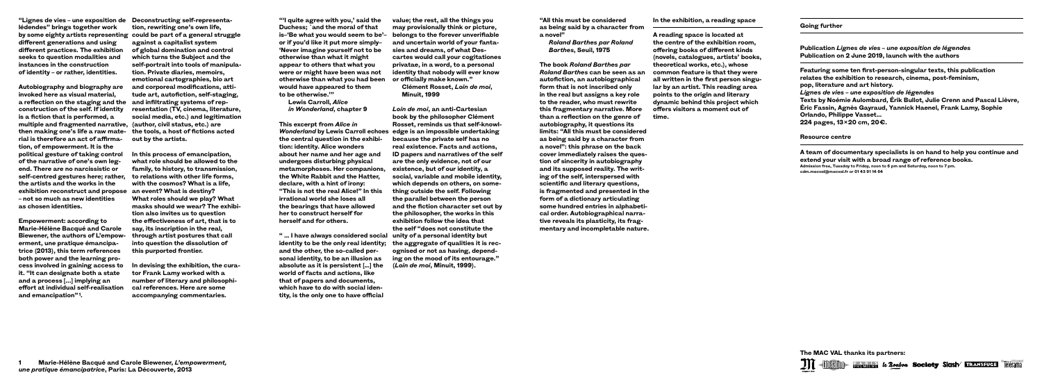"Lignes de vies – une exposition de légendes" brings together work by some eighty artists representing different generations and using different practices. The exhibition seeks to question modalities and instances in the construction of identity – or rather, identities.

Autobiography and biography are invoked here as visual material, a reflection on the staging and the construction of the self. If identity is a fiction that is performed, a multiple and fragmented narrative, then making one's life a raw material is therefore an act of affirmation, of empowerment. It is the political gesture of taking control of the narrative of one's own legend. There are no narcissistic or self-centred gestures here; rather, the artists and the works in the exhibition reconstruct and propose – not so much as new identities as chosen identities.

Empowerment: according to Marie-Hélène Bacqué and Carole Biewener, the authors of L'empowerment, une pratique émancipatrice (2013), this term references both power and the learning process involved in gaining access to it. "It can designate both a state and a process [...] implying an effort at individual self-realisation and emancipation"[1].

Deconstructing self-representation, rewriting one's own life, could be part of a general struggle against a capitalist system of global domination and control which turns the Subject and the self-portrait into tools of manipulation. Private diaries, memoirs, emotional cartographies, bio art and corporeal modifications, attitude art, autofiction, self-staging, and infiltrating systems of representation (TV, cinema, literature, social media, etc.) and legitimation (author, civil status, etc.) are the tools, a host of fictions acted out by the artists.

In this process of emancipation, what role should be allowed to the family, to history, to transmission, to relations with other life forms, with the cosmos? What is a life, an event? What is destiny? What roles should we play? What masks should we wear? The exhibition also invites us to question the effectiveness of art, that is to say, its inscription in the real, through artist postures that call into question the dissolution of this purported frontier.

In devising the exhibition, the curator Frank Lamy worked with a number of literary and philosophical references. Here are some accompanying commentaries.

"'I quite agree with you,' said the Duchess; 'and the moral of that is–'Be what you would seem to be'– or if you'd like it put more simply– 'Never imagine yourself not to be otherwise than what it might appear to others that what you were or might have been was not otherwise than what you had been would have appeared to them to be otherwise.'"
Lewis Carroll, *Alice in Wonderland*, chapter 9

This excerpt from *Alice in Wonderland* by Lewis Carroll echoes the central question in the exhibition: identity. Alice wonders about her name and her age and undergoes disturbing physical metamorphoses. Her companions, the White Rabbit and the Hatter, declare, with a hint of irony: "This is not the real Alice!" In this irrational world she loses all the bearings that have allowed her to construct herself for herself and for others.

" ... I have always considered social identity to be the only real identity; and the other, the so-called personal identity, to be an illusion as absolute as it is persistent [...] the world of facts and actions, like that of papers and documents, which have to do with social identity, is the only one to have official value; the rest, all the things you may provisionally think or picture, belongs to the forever unverifiable and uncertain world of your fantasies and dreams, of what Descartes would call your cogitationes privatae, in a word, to a personal identity that nobody will ever know or officially make known."
Clément Rosset, *Loin de moi*, Minuit, 1999

*Loin de moi*, an anti-Cartesian book by the philosopher Clément Rosset, reminds us that self-knowledge is an impossible undertaking because the private self has no real existence. Facts and actions, ID papers and narratives of the self are the only evidence, not of our existence, but of our identity, a social, variable and mobile identity, which depends on others, on something outside the self. Following the parallel between the person and the fiction character set out by the philosopher, the works in this exhibition follow the idea that the self "does not constitute the unity of a personal identity but the aggregate of qualities it is recognised or not as having, depending on the mood of its entourage." (*Loin de moi*, Minuit, 1999).

"All this must be considered as being said by a character from a novel"
*Roland Barthes par Roland Barthes*, Seuil, 1975

The book *Roland Barthes par Roland Barthes* can be seen as an autofiction, an autobiographical form that is not inscribed only in the real but assigns a key role to the reader, who must rewrite this fragmentary narrative. More than a reflection on the genre of autobiography, it questions its limits: "All this must be considered as being said by a character from a novel": this phrase on the back cover immediately raises the question of sincerity in autobiography and its supposed reality. The writing of the self, interspersed with scientific and literary questions, is fragmented and presented in the form of a dictionary articulating some hundred entries in alphabetical order. Autobiographical narrative reveals its plasticity, its fragmentary and incompletable nature.

## In the exhibition, a reading space

A reading space is located at the centre of the exhibition room, offering books of different kinds (novels, catalogues, artists' books, theoretical works, etc.), whose common feature is that they were all written in the first person singular by an artist. This reading area points to the origin and literary dynamic behind this project which offers visitors a moment out of time.

## Going further

**Publication** *Lignes de vies – une exposition de légendes*
**Publication on 2 June 2019, launch with the authors**

Featuring some ten first-person-singular texts, this publication relates the exhibition to research, cinema, post-feminism, pop, literature and art history.
*Lignes de vies – une exposition de légendes*
Texts by Noémie Aulombard, Érik Bullot, Julie Crenn and Pascal Lièvre, Éric Fassin, Agnès Gayraud, Yannick Haenel, Frank Lamy, Sophie Orlando, Philippe Vasset...
224 pages, 13×20 cm, 20€.

## Resource centre

A team of documentary specialists is on hand to help you continue and extend your visit with a broad range of reference books.
Admission free, Tuesday to Friday, noon to 6 pm and Saturday, noon to 7 pm.
cdm.macval@macval.fr or 01 43 91 14 64

The MAC VAL thanks its partners:

[1] Marie-Hélène Bacqué and Carole Biewener, *L'empowerment, une pratique émancipatrice*, Paris: La Découverte, 2013